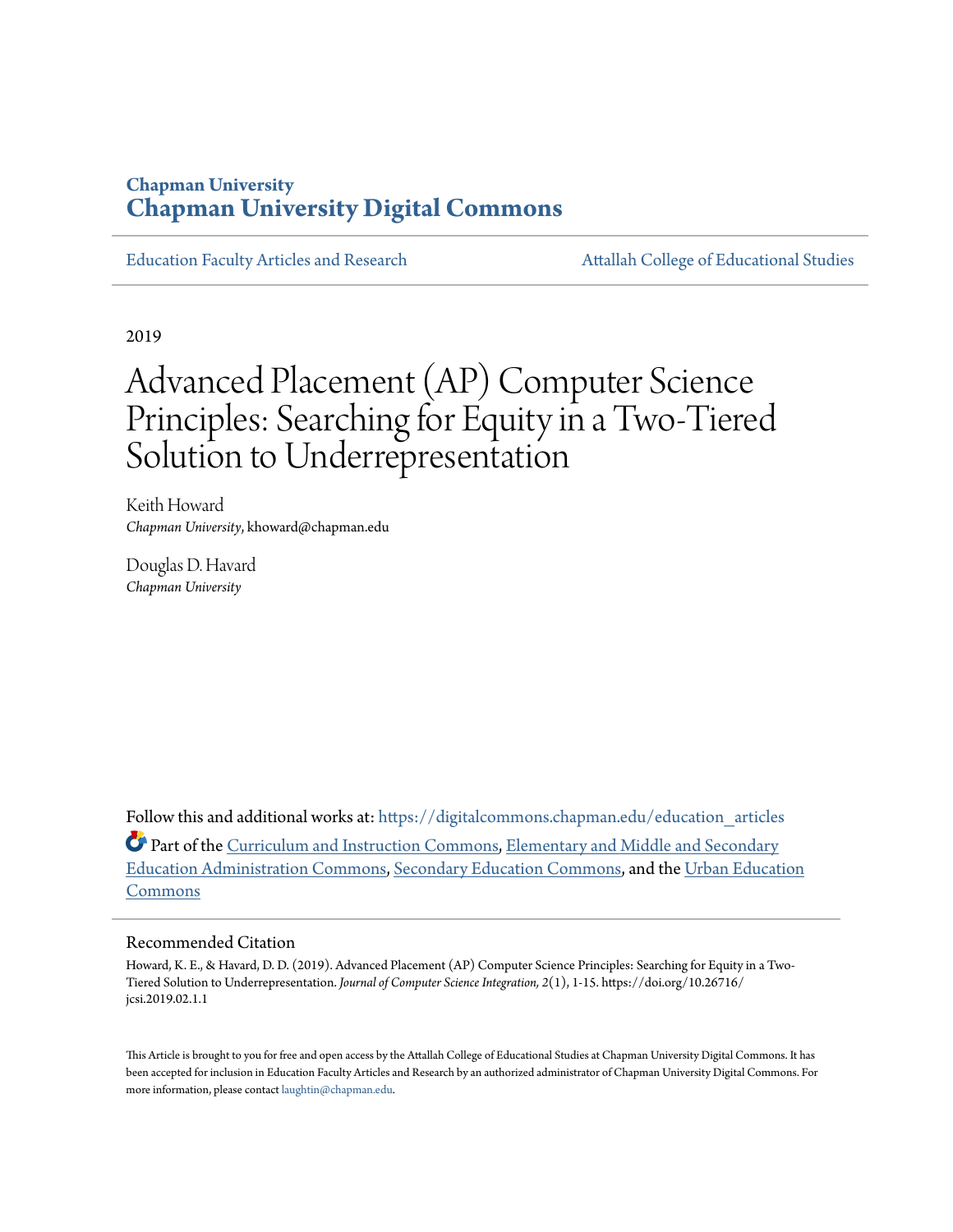Chapman University

# Chapman University Digital Commons

Education Faculty Articles and Research

Attallah College of Educational Studies

2019

# Advanced Placement (AP) Computer Science Principles: Searching for Equity in a Two-Tiered Solution to Underrepresentation

Keith Howard
*Chapman University*, khoward@chapman.edu

Douglas D. Havard
*Chapman University*

Follow this and additional works at: https://digitalcommons.chapman.edu/education_articles

Part of the Curriculum and Instruction Commons, Elementary and Middle and Secondary Education Administration Commons, Secondary Education Commons, and the Urban Education Commons

## Recommended Citation

Howard, K. E., & Havard, D. D. (2019). Advanced Placement (AP) Computer Science Principles: Searching for Equity in a Two-Tiered Solution to Underrepresentation. *Journal of Computer Science Integration, 2*(1), 1-15. https://doi.org/10.26716/jcsi.2019.02.1.1

This Article is brought to you for free and open access by the Attallah College of Educational Studies at Chapman University Digital Commons. It has been accepted for inclusion in Education Faculty Articles and Research by an authorized administrator of Chapman University Digital Commons. For more information, please contact laughtin@chapman.edu.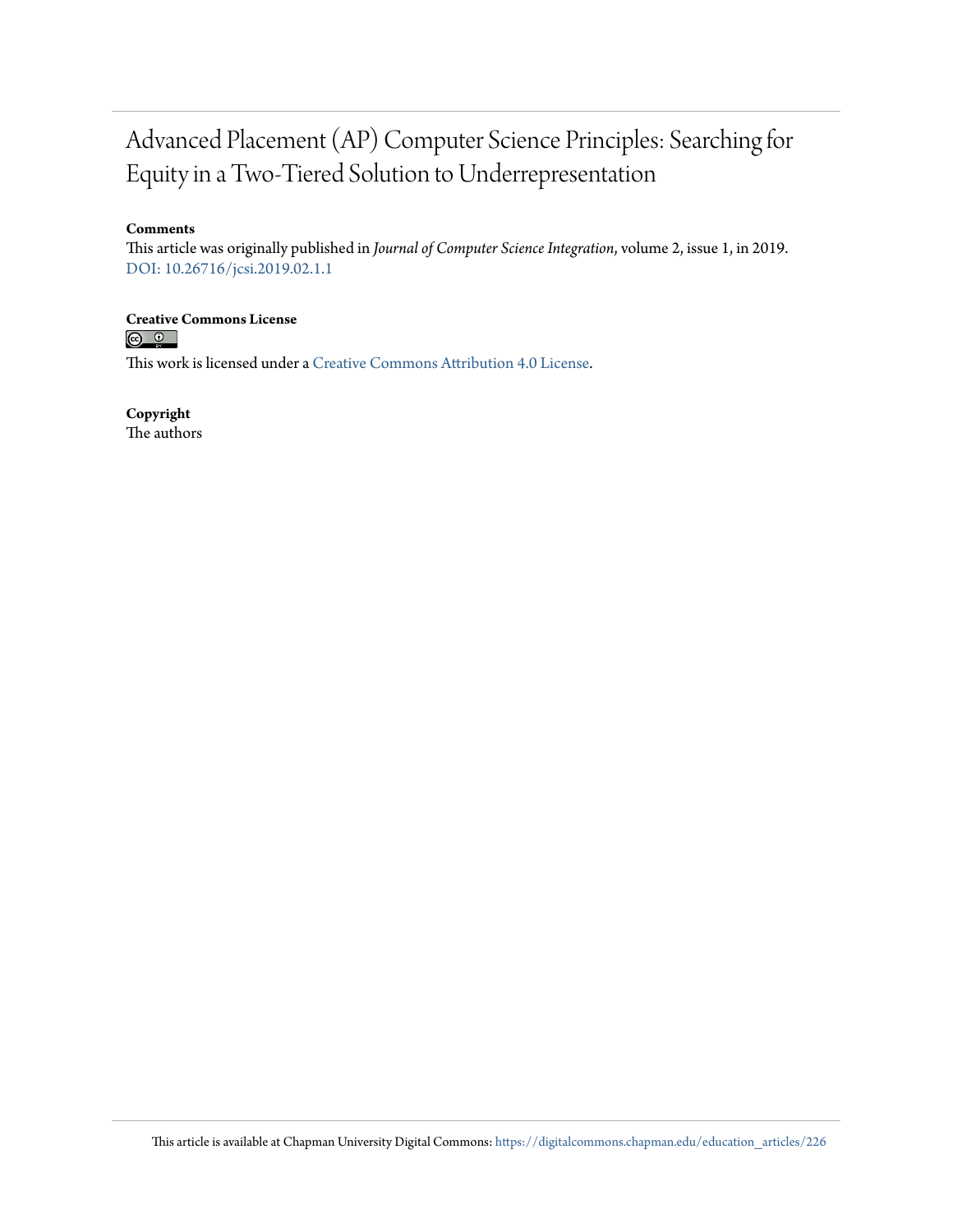# Advanced Placement (AP) Computer Science Principles: Searching for Equity in a Two-Tiered Solution to Underrepresentation

**Comments**

This article was originally published in *Journal of Computer Science Integration*, volume 2, issue 1, in 2019. DOI: 10.26716/jcsi.2019.02.1.1

**Creative Commons License**

This work is licensed under a Creative Commons Attribution 4.0 License.

**Copyright**

The authors

This article is available at Chapman University Digital Commons: https://digitalcommons.chapman.edu/education_articles/226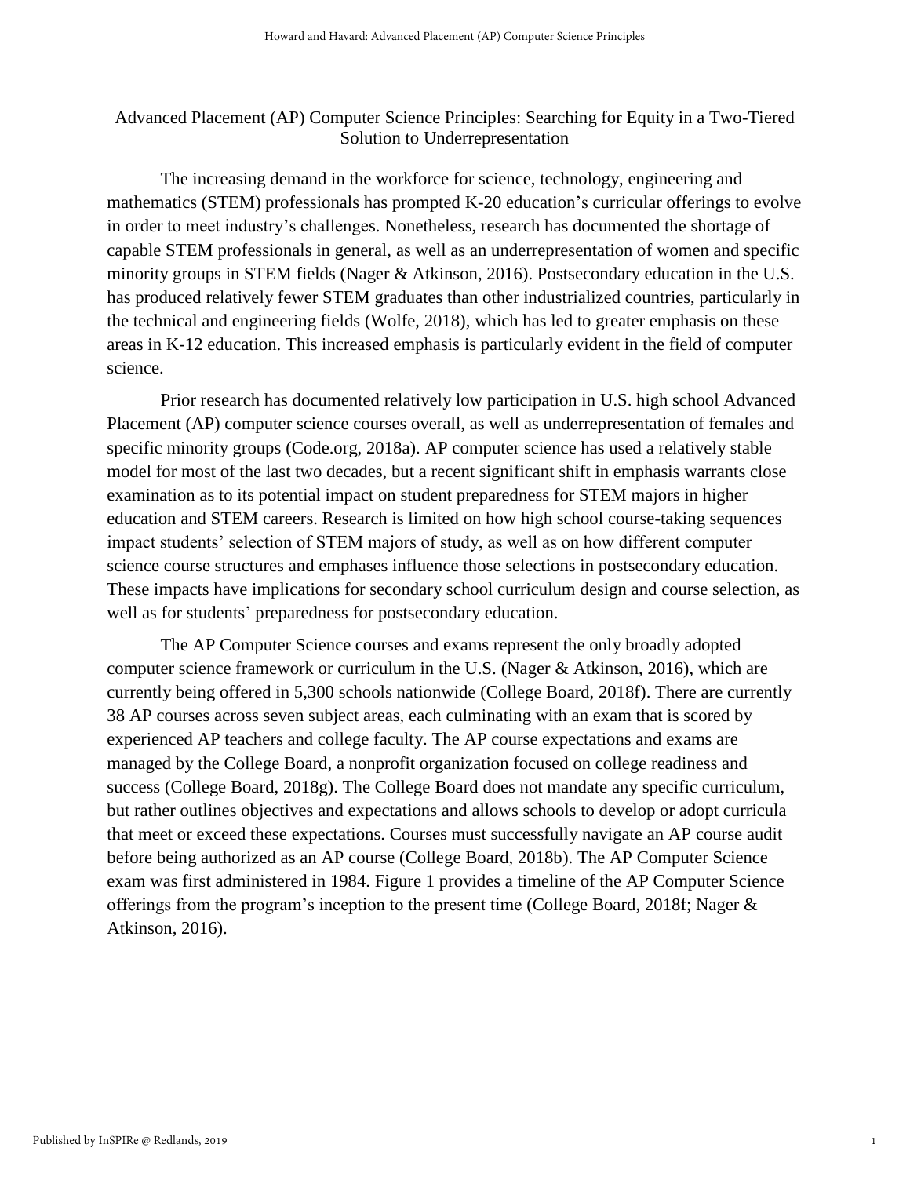# Advanced Placement (AP) Computer Science Principles: Searching for Equity in a Two-Tiered Solution to Underrepresentation

The increasing demand in the workforce for science, technology, engineering and mathematics (STEM) professionals has prompted K-20 education's curricular offerings to evolve in order to meet industry's challenges. Nonetheless, research has documented the shortage of capable STEM professionals in general, as well as an underrepresentation of women and specific minority groups in STEM fields (Nager & Atkinson, 2016). Postsecondary education in the U.S. has produced relatively fewer STEM graduates than other industrialized countries, particularly in the technical and engineering fields (Wolfe, 2018), which has led to greater emphasis on these areas in K-12 education. This increased emphasis is particularly evident in the field of computer science.

Prior research has documented relatively low participation in U.S. high school Advanced Placement (AP) computer science courses overall, as well as underrepresentation of females and specific minority groups (Code.org, 2018a). AP computer science has used a relatively stable model for most of the last two decades, but a recent significant shift in emphasis warrants close examination as to its potential impact on student preparedness for STEM majors in higher education and STEM careers. Research is limited on how high school course-taking sequences impact students' selection of STEM majors of study, as well as on how different computer science course structures and emphases influence those selections in postsecondary education. These impacts have implications for secondary school curriculum design and course selection, as well as for students' preparedness for postsecondary education.

The AP Computer Science courses and exams represent the only broadly adopted computer science framework or curriculum in the U.S. (Nager & Atkinson, 2016), which are currently being offered in 5,300 schools nationwide (College Board, 2018f). There are currently 38 AP courses across seven subject areas, each culminating with an exam that is scored by experienced AP teachers and college faculty. The AP course expectations and exams are managed by the College Board, a nonprofit organization focused on college readiness and success (College Board, 2018g). The College Board does not mandate any specific curriculum, but rather outlines objectives and expectations and allows schools to develop or adopt curricula that meet or exceed these expectations. Courses must successfully navigate an AP course audit before being authorized as an AP course (College Board, 2018b). The AP Computer Science exam was first administered in 1984. Figure 1 provides a timeline of the AP Computer Science offerings from the program's inception to the present time (College Board, 2018f; Nager & Atkinson, 2016).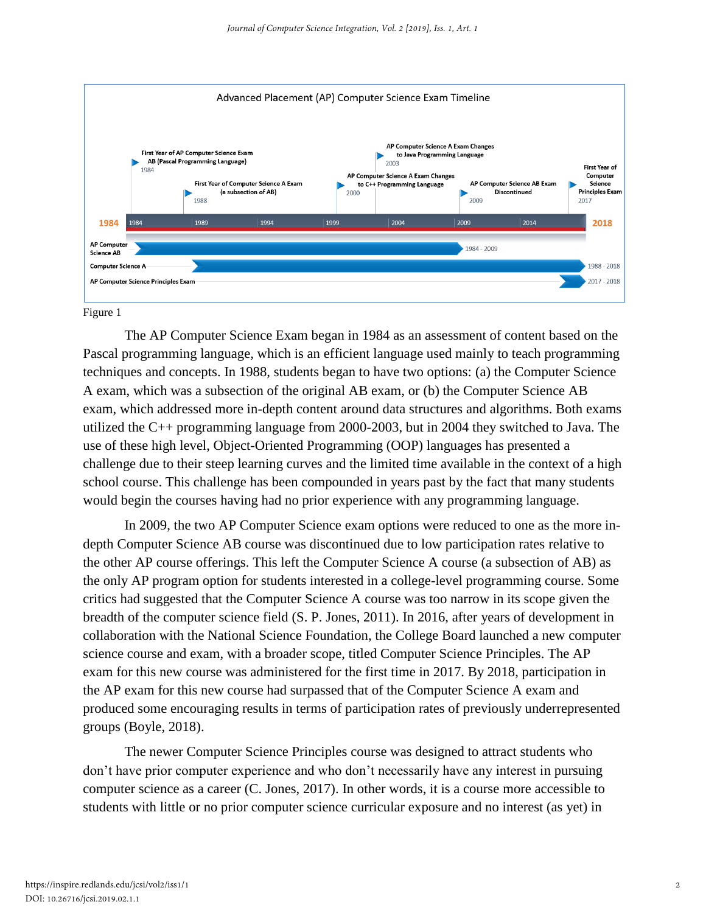Advanced Placement (AP) Computer Science Exam Timeline

First Year of AP Computer Science Exam AB (Pascal Programming Language) 1984

First Year of Computer Science A Exam (a subsection of AB) 1988

AP Computer Science A Exam Changes to C++ Programming Language 2000

AP Computer Science A Exam Changes to Java Programming Language 2003

AP Computer Science AB Exam Discontinued 2009

First Year of Computer Science Principles Exam 2017

1984 | 1984 | 1989 | 1994 | 1999 | 2004 | 2009 | 2014 | 2018

AP Computer Science AB: 1984 - 2009

Computer Science A: 1988 - 2018

AP Computer Science Principles Exam: 2017 - 2018

Figure 1

The AP Computer Science Exam began in 1984 as an assessment of content based on the Pascal programming language, which is an efficient language used mainly to teach programming techniques and concepts. In 1988, students began to have two options: (a) the Computer Science A exam, which was a subsection of the original AB exam, or (b) the Computer Science AB exam, which addressed more in-depth content around data structures and algorithms. Both exams utilized the C++ programming language from 2000-2003, but in 2004 they switched to Java. The use of these high level, Object-Oriented Programming (OOP) languages has presented a challenge due to their steep learning curves and the limited time available in the context of a high school course. This challenge has been compounded in years past by the fact that many students would begin the courses having had no prior experience with any programming language.

In 2009, the two AP Computer Science exam options were reduced to one as the more in-depth Computer Science AB course was discontinued due to low participation rates relative to the other AP course offerings. This left the Computer Science A course (a subsection of AB) as the only AP program option for students interested in a college-level programming course. Some critics had suggested that the Computer Science A course was too narrow in its scope given the breadth of the computer science field (S. P. Jones, 2011). In 2016, after years of development in collaboration with the National Science Foundation, the College Board launched a new computer science course and exam, with a broader scope, titled Computer Science Principles. The AP exam for this new course was administered for the first time in 2017. By 2018, participation in the AP exam for this new course had surpassed that of the Computer Science A exam and produced some encouraging results in terms of participation rates of previously underrepresented groups (Boyle, 2018).

The newer Computer Science Principles course was designed to attract students who don't have prior computer experience and who don't necessarily have any interest in pursuing computer science as a career (C. Jones, 2017). In other words, it is a course more accessible to students with little or no prior computer science curricular exposure and no interest (as yet) in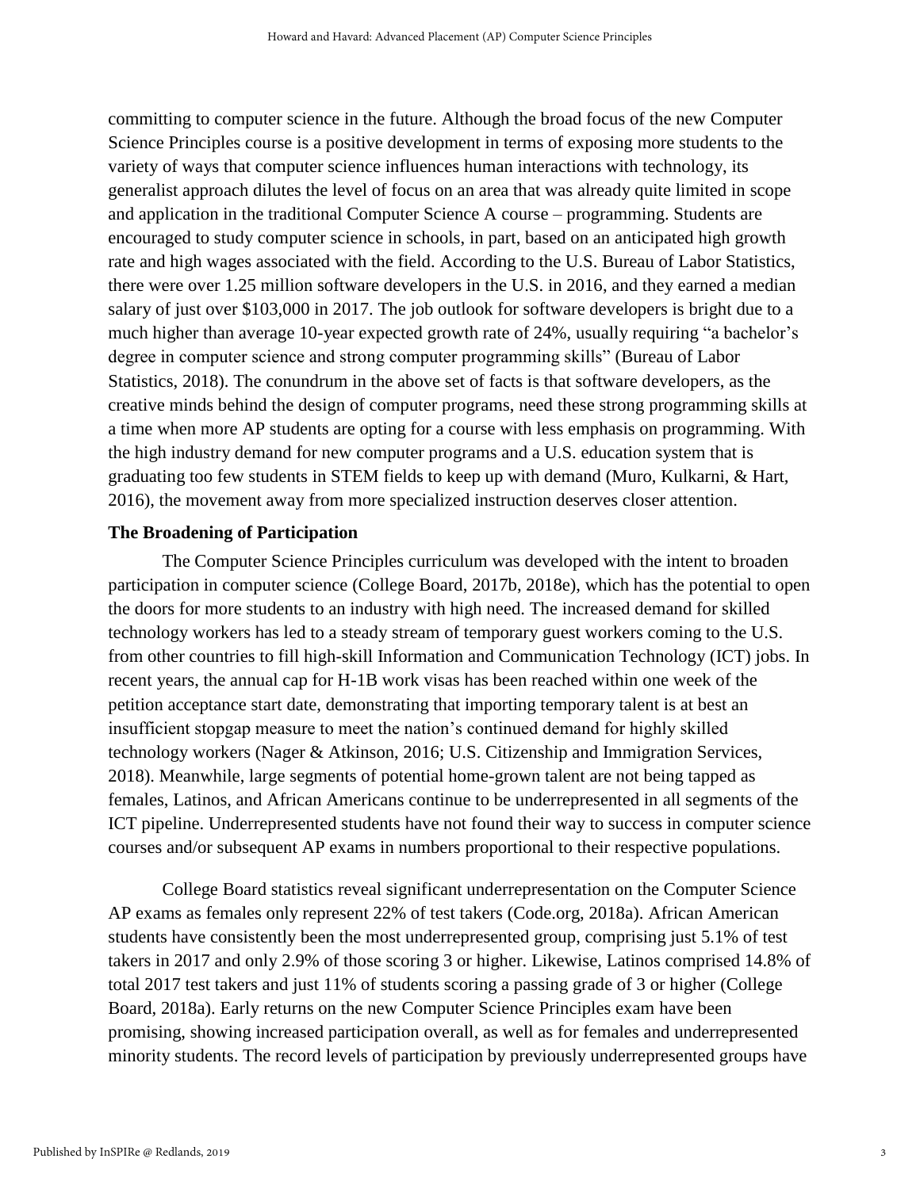committing to computer science in the future. Although the broad focus of the new Computer Science Principles course is a positive development in terms of exposing more students to the variety of ways that computer science influences human interactions with technology, its generalist approach dilutes the level of focus on an area that was already quite limited in scope and application in the traditional Computer Science A course – programming. Students are encouraged to study computer science in schools, in part, based on an anticipated high growth rate and high wages associated with the field. According to the U.S. Bureau of Labor Statistics, there were over 1.25 million software developers in the U.S. in 2016, and they earned a median salary of just over $103,000 in 2017. The job outlook for software developers is bright due to a much higher than average 10-year expected growth rate of 24%, usually requiring "a bachelor's degree in computer science and strong computer programming skills" (Bureau of Labor Statistics, 2018). The conundrum in the above set of facts is that software developers, as the creative minds behind the design of computer programs, need these strong programming skills at a time when more AP students are opting for a course with less emphasis on programming. With the high industry demand for new computer programs and a U.S. education system that is graduating too few students in STEM fields to keep up with demand (Muro, Kulkarni, & Hart, 2016), the movement away from more specialized instruction deserves closer attention.

**The Broadening of Participation**

The Computer Science Principles curriculum was developed with the intent to broaden participation in computer science (College Board, 2017b, 2018e), which has the potential to open the doors for more students to an industry with high need. The increased demand for skilled technology workers has led to a steady stream of temporary guest workers coming to the U.S. from other countries to fill high-skill Information and Communication Technology (ICT) jobs. In recent years, the annual cap for H-1B work visas has been reached within one week of the petition acceptance start date, demonstrating that importing temporary talent is at best an insufficient stopgap measure to meet the nation's continued demand for highly skilled technology workers (Nager & Atkinson, 2016; U.S. Citizenship and Immigration Services, 2018). Meanwhile, large segments of potential home-grown talent are not being tapped as females, Latinos, and African Americans continue to be underrepresented in all segments of the ICT pipeline. Underrepresented students have not found their way to success in computer science courses and/or subsequent AP exams in numbers proportional to their respective populations.

College Board statistics reveal significant underrepresentation on the Computer Science AP exams as females only represent 22% of test takers (Code.org, 2018a). African American students have consistently been the most underrepresented group, comprising just 5.1% of test takers in 2017 and only 2.9% of those scoring 3 or higher. Likewise, Latinos comprised 14.8% of total 2017 test takers and just 11% of students scoring a passing grade of 3 or higher (College Board, 2018a). Early returns on the new Computer Science Principles exam have been promising, showing increased participation overall, as well as for females and underrepresented minority students. The record levels of participation by previously underrepresented groups have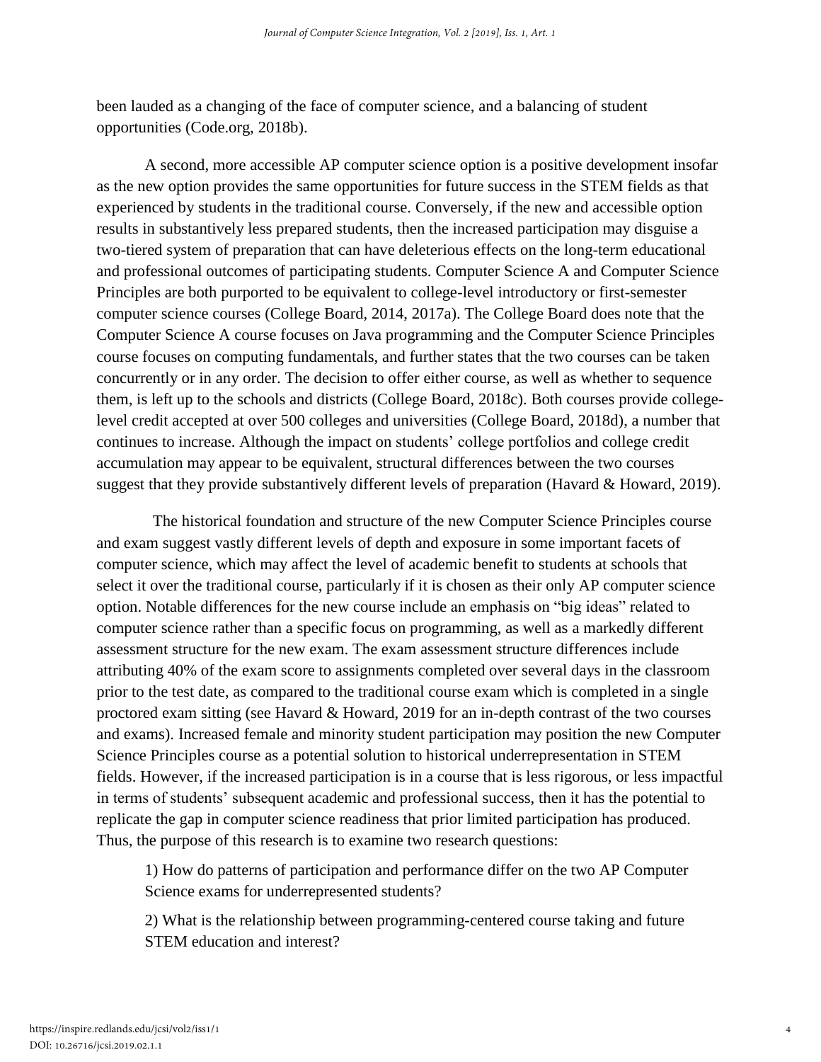been lauded as a changing of the face of computer science, and a balancing of student opportunities (Code.org, 2018b).

A second, more accessible AP computer science option is a positive development insofar as the new option provides the same opportunities for future success in the STEM fields as that experienced by students in the traditional course. Conversely, if the new and accessible option results in substantively less prepared students, then the increased participation may disguise a two-tiered system of preparation that can have deleterious effects on the long-term educational and professional outcomes of participating students. Computer Science A and Computer Science Principles are both purported to be equivalent to college-level introductory or first-semester computer science courses (College Board, 2014, 2017a). The College Board does note that the Computer Science A course focuses on Java programming and the Computer Science Principles course focuses on computing fundamentals, and further states that the two courses can be taken concurrently or in any order. The decision to offer either course, as well as whether to sequence them, is left up to the schools and districts (College Board, 2018c). Both courses provide college-level credit accepted at over 500 colleges and universities (College Board, 2018d), a number that continues to increase. Although the impact on students' college portfolios and college credit accumulation may appear to be equivalent, structural differences between the two courses suggest that they provide substantively different levels of preparation (Havard & Howard, 2019).

The historical foundation and structure of the new Computer Science Principles course and exam suggest vastly different levels of depth and exposure in some important facets of computer science, which may affect the level of academic benefit to students at schools that select it over the traditional course, particularly if it is chosen as their only AP computer science option. Notable differences for the new course include an emphasis on "big ideas" related to computer science rather than a specific focus on programming, as well as a markedly different assessment structure for the new exam. The exam assessment structure differences include attributing 40% of the exam score to assignments completed over several days in the classroom prior to the test date, as compared to the traditional course exam which is completed in a single proctored exam sitting (see Havard & Howard, 2019 for an in-depth contrast of the two courses and exams). Increased female and minority student participation may position the new Computer Science Principles course as a potential solution to historical underrepresentation in STEM fields. However, if the increased participation is in a course that is less rigorous, or less impactful in terms of students' subsequent academic and professional success, then it has the potential to replicate the gap in computer science readiness that prior limited participation has produced. Thus, the purpose of this research is to examine two research questions:

1) How do patterns of participation and performance differ on the two AP Computer Science exams for underrepresented students?

2) What is the relationship between programming-centered course taking and future STEM education and interest?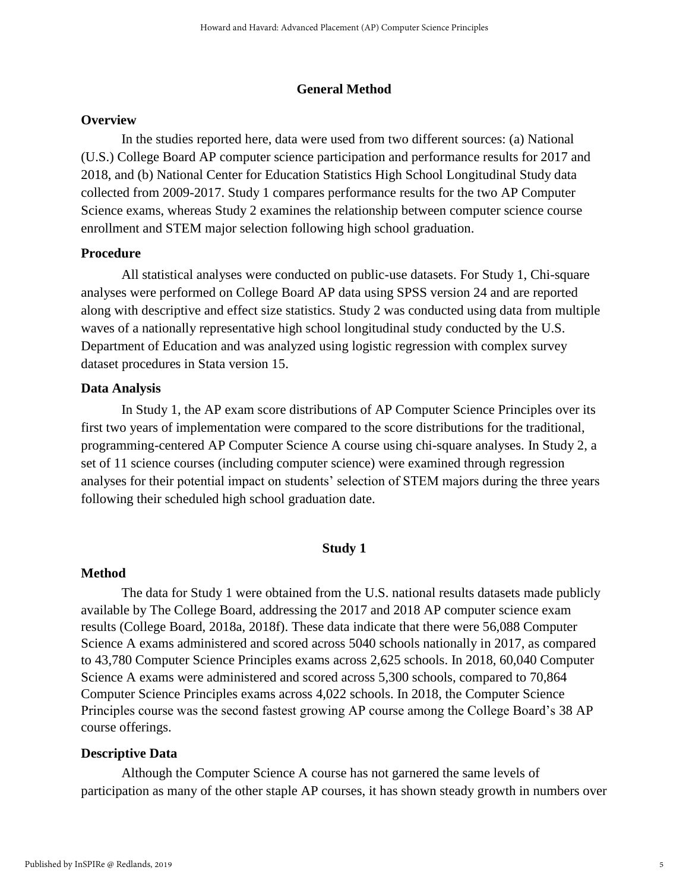## General Method

### Overview

In the studies reported here, data were used from two different sources: (a) National (U.S.) College Board AP computer science participation and performance results for 2017 and 2018, and (b) National Center for Education Statistics High School Longitudinal Study data collected from 2009-2017. Study 1 compares performance results for the two AP Computer Science exams, whereas Study 2 examines the relationship between computer science course enrollment and STEM major selection following high school graduation.

### Procedure

All statistical analyses were conducted on public-use datasets. For Study 1, Chi-square analyses were performed on College Board AP data using SPSS version 24 and are reported along with descriptive and effect size statistics. Study 2 was conducted using data from multiple waves of a nationally representative high school longitudinal study conducted by the U.S. Department of Education and was analyzed using logistic regression with complex survey dataset procedures in Stata version 15.

### Data Analysis

In Study 1, the AP exam score distributions of AP Computer Science Principles over its first two years of implementation were compared to the score distributions for the traditional, programming-centered AP Computer Science A course using chi-square analyses. In Study 2, a set of 11 science courses (including computer science) were examined through regression analyses for their potential impact on students' selection of STEM majors during the three years following their scheduled high school graduation date.

## Study 1

### Method

The data for Study 1 were obtained from the U.S. national results datasets made publicly available by The College Board, addressing the 2017 and 2018 AP computer science exam results (College Board, 2018a, 2018f). These data indicate that there were 56,088 Computer Science A exams administered and scored across 5040 schools nationally in 2017, as compared to 43,780 Computer Science Principles exams across 2,625 schools. In 2018, 60,040 Computer Science A exams were administered and scored across 5,300 schools, compared to 70,864 Computer Science Principles exams across 4,022 schools. In 2018, the Computer Science Principles course was the second fastest growing AP course among the College Board's 38 AP course offerings.

### Descriptive Data

Although the Computer Science A course has not garnered the same levels of participation as many of the other staple AP courses, it has shown steady growth in numbers over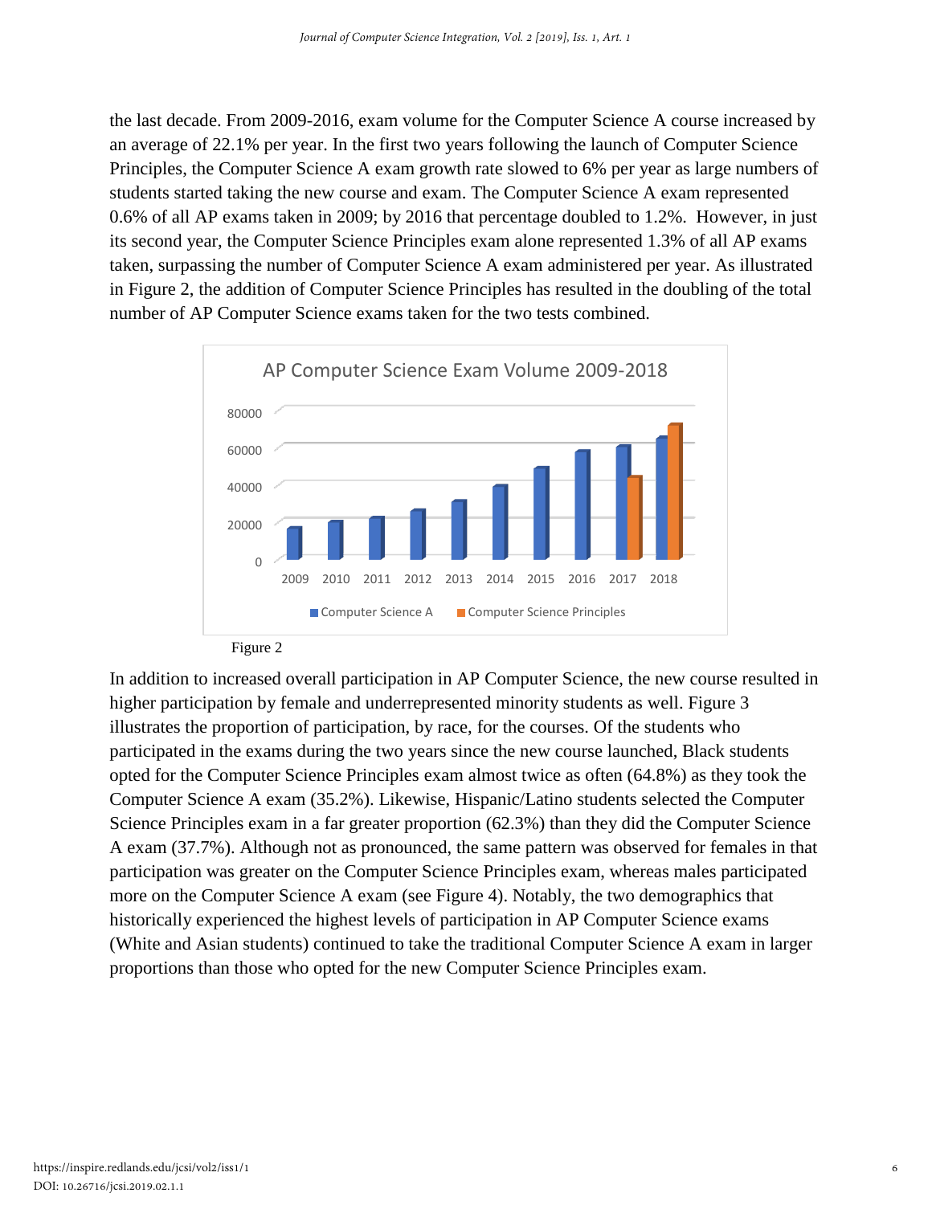the last decade. From 2009-2016, exam volume for the Computer Science A course increased by an average of 22.1% per year. In the first two years following the launch of Computer Science Principles, the Computer Science A exam growth rate slowed to 6% per year as large numbers of students started taking the new course and exam. The Computer Science A exam represented 0.6% of all AP exams taken in 2009; by 2016 that percentage doubled to 1.2%.  However, in just its second year, the Computer Science Principles exam alone represented 1.3% of all AP exams taken, surpassing the number of Computer Science A exam administered per year. As illustrated in Figure 2, the addition of Computer Science Principles has resulted in the doubling of the total number of AP Computer Science exams taken for the two tests combined.

AP Computer Science Exam Volume 2009-2018

Figure 2

In addition to increased overall participation in AP Computer Science, the new course resulted in higher participation by female and underrepresented minority students as well. Figure 3 illustrates the proportion of participation, by race, for the courses. Of the students who participated in the exams during the two years since the new course launched, Black students opted for the Computer Science Principles exam almost twice as often (64.8%) as they took the Computer Science A exam (35.2%). Likewise, Hispanic/Latino students selected the Computer Science Principles exam in a far greater proportion (62.3%) than they did the Computer Science A exam (37.7%). Although not as pronounced, the same pattern was observed for females in that participation was greater on the Computer Science Principles exam, whereas males participated more on the Computer Science A exam (see Figure 4). Notably, the two demographics that historically experienced the highest levels of participation in AP Computer Science exams (White and Asian students) continued to take the traditional Computer Science A exam in larger proportions than those who opted for the new Computer Science Principles exam.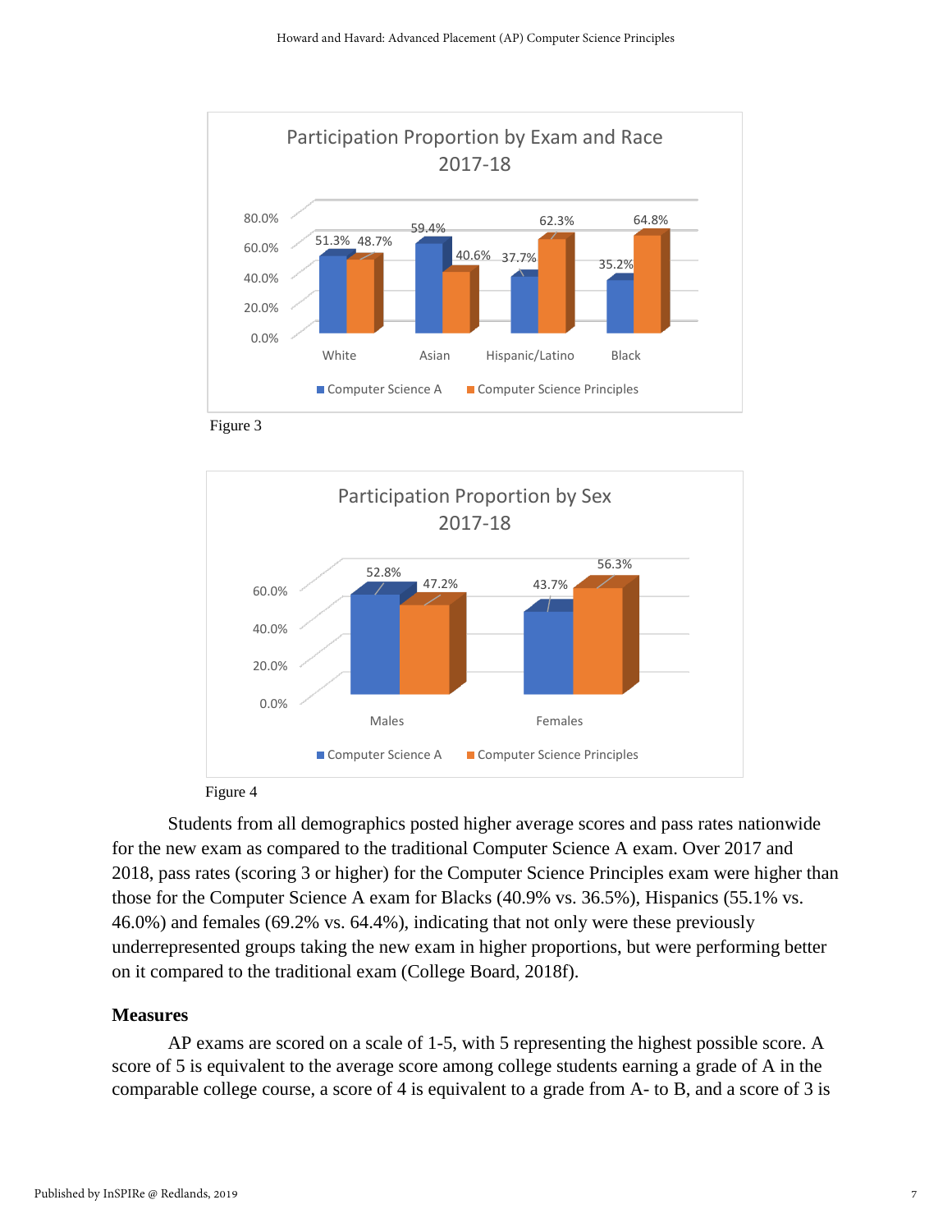Participation Proportion by Exam and Race 2017-18

| | Computer Science A | Computer Science Principles |
|---|---|---|
| White | 51.3% | 48.7% |
| Asian | 59.4% | 40.6% |
| Hispanic/Latino | 37.7% | 62.3% |
| Black | 35.2% | 64.8% |

Figure 3

Participation Proportion by Sex 2017-18

| | Computer Science A | Computer Science Principles |
|---|---|---|
| Males | 52.8% | 47.2% |
| Females | 43.7% | 56.3% |

Figure 4

Students from all demographics posted higher average scores and pass rates nationwide for the new exam as compared to the traditional Computer Science A exam. Over 2017 and 2018, pass rates (scoring 3 or higher) for the Computer Science Principles exam were higher than those for the Computer Science A exam for Blacks (40.9% vs. 36.5%), Hispanics (55.1% vs. 46.0%) and females (69.2% vs. 64.4%), indicating that not only were these previously underrepresented groups taking the new exam in higher proportions, but were performing better on it compared to the traditional exam (College Board, 2018f).

## Measures

AP exams are scored on a scale of 1-5, with 5 representing the highest possible score. A score of 5 is equivalent to the average score among college students earning a grade of A in the comparable college course, a score of 4 is equivalent to a grade from A- to B, and a score of 3 is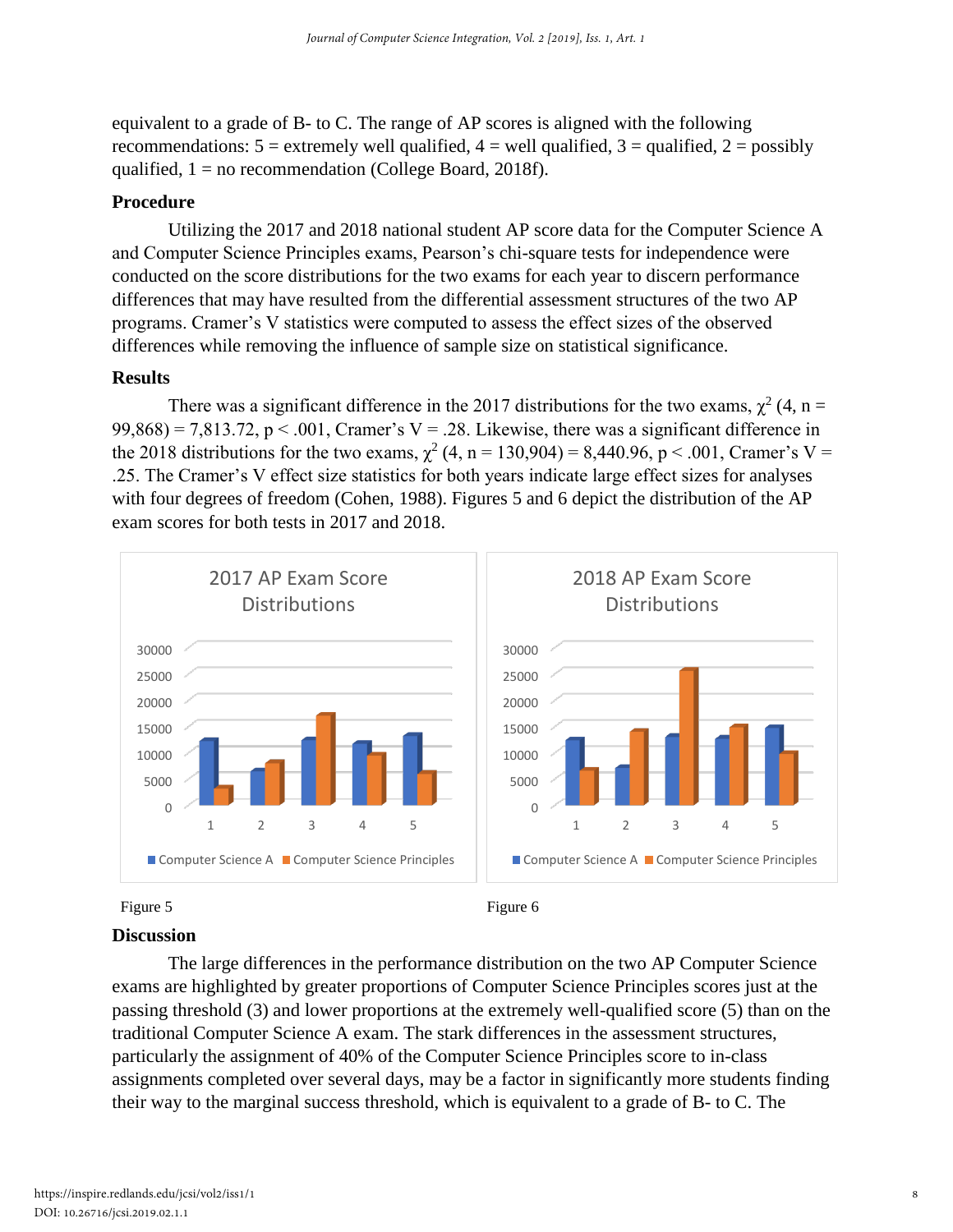equivalent to a grade of B- to C. The range of AP scores is aligned with the following recommendations: 5 = extremely well qualified, 4 = well qualified, 3 = qualified, 2 = possibly qualified, 1 = no recommendation (College Board, 2018f).

### Procedure

Utilizing the 2017 and 2018 national student AP score data for the Computer Science A and Computer Science Principles exams, Pearson's chi-square tests for independence were conducted on the score distributions for the two exams for each year to discern performance differences that may have resulted from the differential assessment structures of the two AP programs. Cramer's V statistics were computed to assess the effect sizes of the observed differences while removing the influence of sample size on statistical significance.

### Results

There was a significant difference in the 2017 distributions for the two exams, $\chi^2$ (4, n = 99,868) = 7,813.72, p < .001, Cramer's V = .28. Likewise, there was a significant difference in the 2018 distributions for the two exams, $\chi^2$ (4, n = 130,904) = 8,440.96, p < .001, Cramer's V = .25. The Cramer's V effect size statistics for both years indicate large effect sizes for analyses with four degrees of freedom (Cohen, 1988). Figures 5 and 6 depict the distribution of the AP exam scores for both tests in 2017 and 2018.

2017 AP Exam Score Distributions

Computer Science A · Computer Science Principles

Figure 5

2018 AP Exam Score Distributions

Computer Science A · Computer Science Principles

Figure 6

### Discussion

The large differences in the performance distribution on the two AP Computer Science exams are highlighted by greater proportions of Computer Science Principles scores just at the passing threshold (3) and lower proportions at the extremely well-qualified score (5) than on the traditional Computer Science A exam. The stark differences in the assessment structures, particularly the assignment of 40% of the Computer Science Principles score to in-class assignments completed over several days, may be a factor in significantly more students finding their way to the marginal success threshold, which is equivalent to a grade of B- to C. The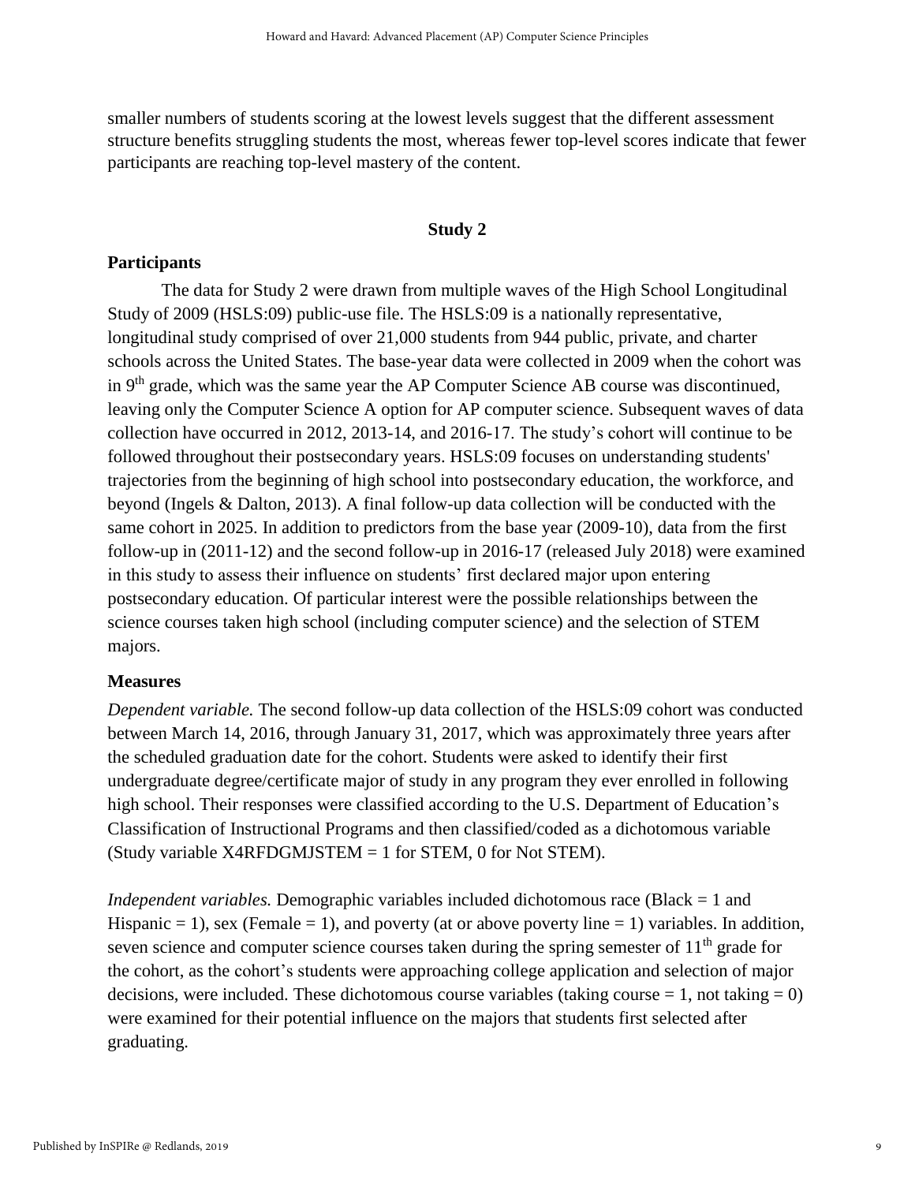smaller numbers of students scoring at the lowest levels suggest that the different assessment structure benefits struggling students the most, whereas fewer top-level scores indicate that fewer participants are reaching top-level mastery of the content.

## Study 2

### Participants

The data for Study 2 were drawn from multiple waves of the High School Longitudinal Study of 2009 (HSLS:09) public-use file. The HSLS:09 is a nationally representative, longitudinal study comprised of over 21,000 students from 944 public, private, and charter schools across the United States. The base-year data were collected in 2009 when the cohort was in 9th grade, which was the same year the AP Computer Science AB course was discontinued, leaving only the Computer Science A option for AP computer science. Subsequent waves of data collection have occurred in 2012, 2013-14, and 2016-17. The study's cohort will continue to be followed throughout their postsecondary years. HSLS:09 focuses on understanding students' trajectories from the beginning of high school into postsecondary education, the workforce, and beyond (Ingels & Dalton, 2013). A final follow-up data collection will be conducted with the same cohort in 2025. In addition to predictors from the base year (2009-10), data from the first follow-up in (2011-12) and the second follow-up in 2016-17 (released July 2018) were examined in this study to assess their influence on students' first declared major upon entering postsecondary education. Of particular interest were the possible relationships between the science courses taken high school (including computer science) and the selection of STEM majors.

### Measures

*Dependent variable.* The second follow-up data collection of the HSLS:09 cohort was conducted between March 14, 2016, through January 31, 2017, which was approximately three years after the scheduled graduation date for the cohort. Students were asked to identify their first undergraduate degree/certificate major of study in any program they ever enrolled in following high school. Their responses were classified according to the U.S. Department of Education's Classification of Instructional Programs and then classified/coded as a dichotomous variable (Study variable X4RFDGMJSTEM = 1 for STEM, 0 for Not STEM).

*Independent variables.* Demographic variables included dichotomous race (Black = 1 and Hispanic = 1), sex (Female = 1), and poverty (at or above poverty line = 1) variables. In addition, seven science and computer science courses taken during the spring semester of 11th grade for the cohort, as the cohort's students were approaching college application and selection of major decisions, were included. These dichotomous course variables (taking course = 1, not taking = 0) were examined for their potential influence on the majors that students first selected after graduating.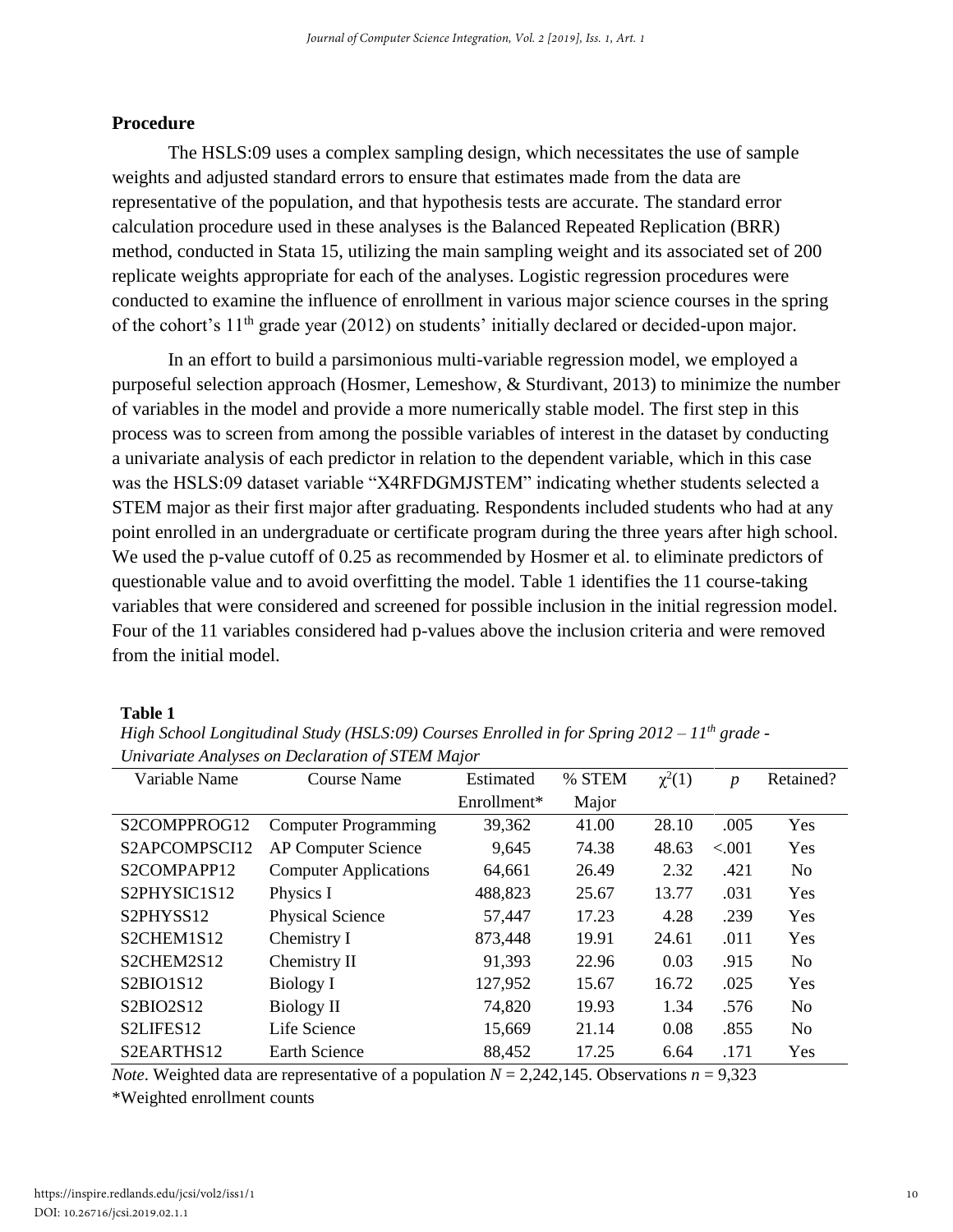## Procedure

The HSLS:09 uses a complex sampling design, which necessitates the use of sample weights and adjusted standard errors to ensure that estimates made from the data are representative of the population, and that hypothesis tests are accurate. The standard error calculation procedure used in these analyses is the Balanced Repeated Replication (BRR) method, conducted in Stata 15, utilizing the main sampling weight and its associated set of 200 replicate weights appropriate for each of the analyses. Logistic regression procedures were conducted to examine the influence of enrollment in various major science courses in the spring of the cohort's 11th grade year (2012) on students' initially declared or decided-upon major.

In an effort to build a parsimonious multi-variable regression model, we employed a purposeful selection approach (Hosmer, Lemeshow, & Sturdivant, 2013) to minimize the number of variables in the model and provide a more numerically stable model. The first step in this process was to screen from among the possible variables of interest in the dataset by conducting a univariate analysis of each predictor in relation to the dependent variable, which in this case was the HSLS:09 dataset variable "X4RFDGMJSTEM" indicating whether students selected a STEM major as their first major after graduating. Respondents included students who had at any point enrolled in an undergraduate or certificate program during the three years after high school. We used the p-value cutoff of 0.25 as recommended by Hosmer et al. to eliminate predictors of questionable value and to avoid overfitting the model. Table 1 identifies the 11 course-taking variables that were considered and screened for possible inclusion in the initial regression model. Four of the 11 variables considered had p-values above the inclusion criteria and were removed from the initial model.

**Table 1**

*High School Longitudinal Study (HSLS:09) Courses Enrolled in for Spring 2012 – 11th grade - Univariate Analyses on Declaration of STEM Major*

| Variable Name | Course Name | Estimated Enrollment* | % STEM Major | $\chi^2(1)$ | $p$ | Retained? |
|---|---|---|---|---|---|---|
| S2COMPPROG12 | Computer Programming | 39,362 | 41.00 | 28.10 | .005 | Yes |
| S2APCOMPSCI12 | AP Computer Science | 9,645 | 74.38 | 48.63 | <.001 | Yes |
| S2COMPAPP12 | Computer Applications | 64,661 | 26.49 | 2.32 | .421 | No |
| S2PHYSIC1S12 | Physics I | 488,823 | 25.67 | 13.77 | .031 | Yes |
| S2PHYSS12 | Physical Science | 57,447 | 17.23 | 4.28 | .239 | Yes |
| S2CHEM1S12 | Chemistry I | 873,448 | 19.91 | 24.61 | .011 | Yes |
| S2CHEM2S12 | Chemistry II | 91,393 | 22.96 | 0.03 | .915 | No |
| S2BIO1S12 | Biology I | 127,952 | 15.67 | 16.72 | .025 | Yes |
| S2BIO2S12 | Biology II | 74,820 | 19.93 | 1.34 | .576 | No |
| S2LIFES12 | Life Science | 15,669 | 21.14 | 0.08 | .855 | No |
| S2EARTHS12 | Earth Science | 88,452 | 17.25 | 6.64 | .171 | Yes |

*Note*. Weighted data are representative of a population $N$ = 2,242,145. Observations $n$ = 9,323

*Weighted enrollment counts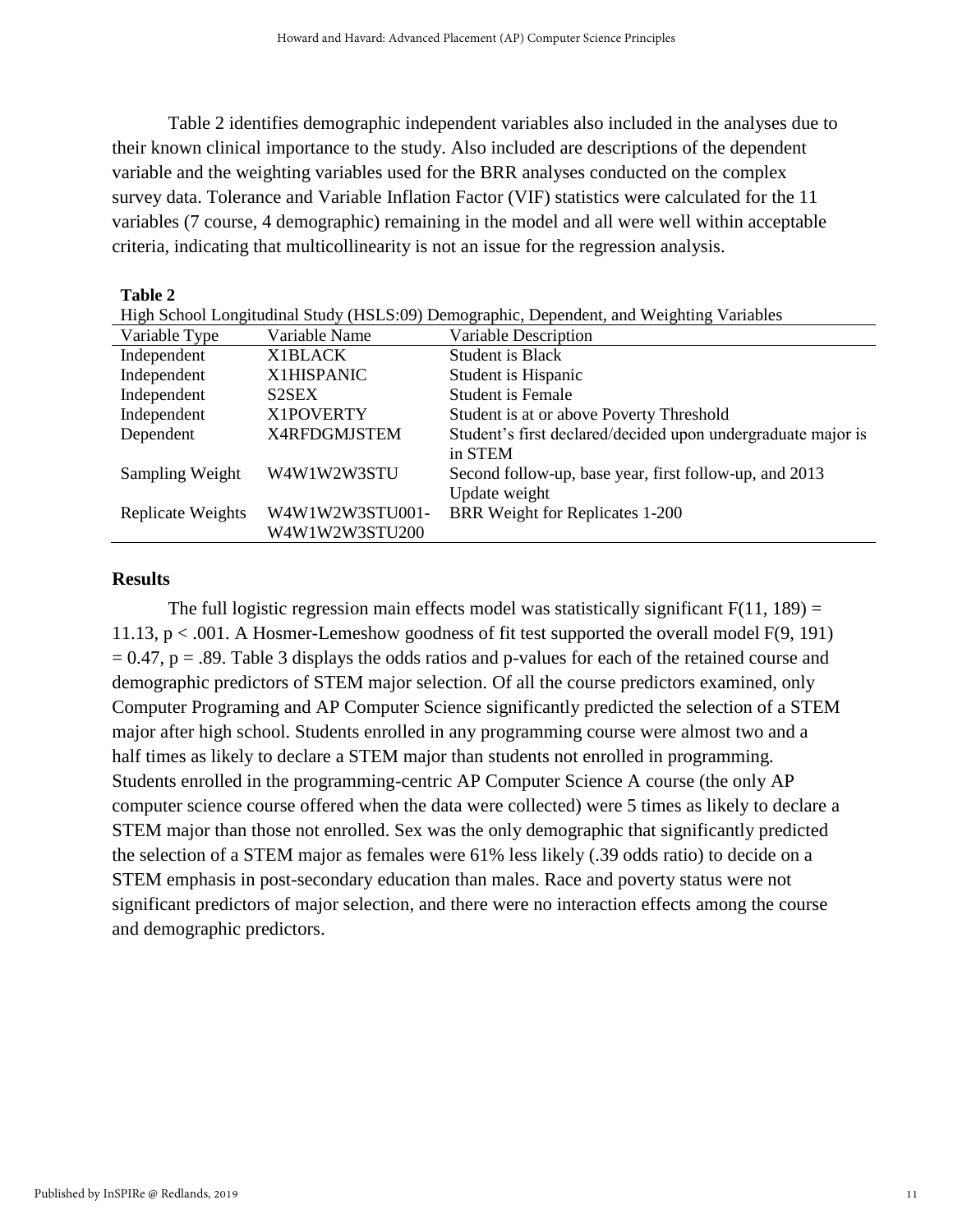Table 2 identifies demographic independent variables also included in the analyses due to their known clinical importance to the study. Also included are descriptions of the dependent variable and the weighting variables used for the BRR analyses conducted on the complex survey data. Tolerance and Variable Inflation Factor (VIF) statistics were calculated for the 11 variables (7 course, 4 demographic) remaining in the model and all were well within acceptable criteria, indicating that multicollinearity is not an issue for the regression analysis.

**Table 2**

High School Longitudinal Study (HSLS:09) Demographic, Dependent, and Weighting Variables

| Variable Type | Variable Name | Variable Description |
|---|---|---|
| Independent | X1BLACK | Student is Black |
| Independent | X1HISPANIC | Student is Hispanic |
| Independent | S2SEX | Student is Female |
| Independent | X1POVERTY | Student is at or above Poverty Threshold |
| Dependent | X4RFDGMJSTEM | Student's first declared/decided upon undergraduate major is in STEM |
| Sampling Weight | W4W1W2W3STU | Second follow-up, base year, first follow-up, and 2013 Update weight |
| Replicate Weights | W4W1W2W3STU001-W4W1W2W3STU200 | BRR Weight for Replicates 1-200 |

## Results

The full logistic regression main effects model was statistically significant $F(11, 189) = 11.13$, $p < .001$. A Hosmer-Lemeshow goodness of fit test supported the overall model $F(9, 191) = 0.47$, $p = .89$. Table 3 displays the odds ratios and p-values for each of the retained course and demographic predictors of STEM major selection. Of all the course predictors examined, only Computer Programing and AP Computer Science significantly predicted the selection of a STEM major after high school. Students enrolled in any programming course were almost two and a half times as likely to declare a STEM major than students not enrolled in programming. Students enrolled in the programming-centric AP Computer Science A course (the only AP computer science course offered when the data were collected) were 5 times as likely to declare a STEM major than those not enrolled. Sex was the only demographic that significantly predicted the selection of a STEM major as females were 61% less likely (.39 odds ratio) to decide on a STEM emphasis in post-secondary education than males. Race and poverty status were not significant predictors of major selection, and there were no interaction effects among the course and demographic predictors.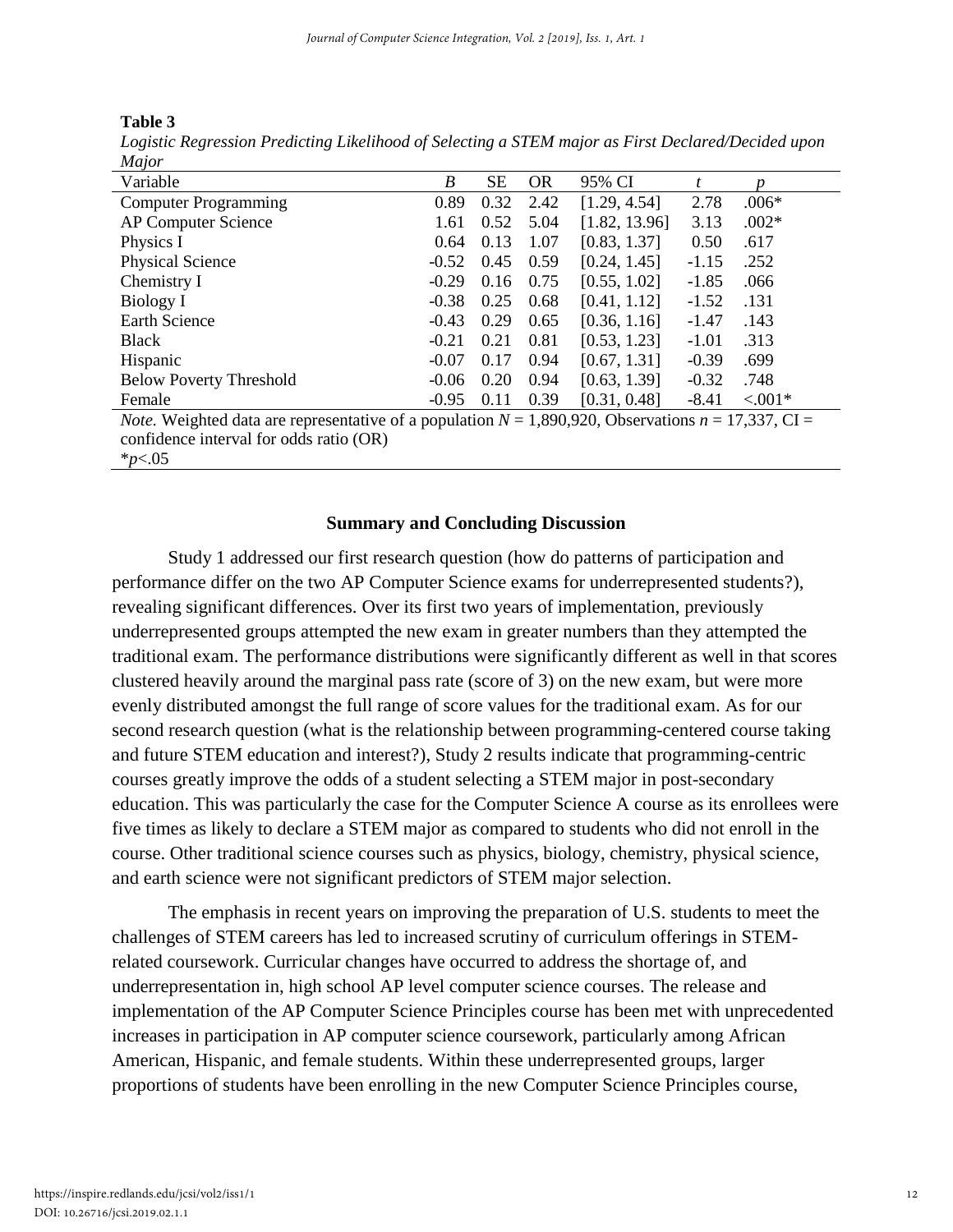**Table 3**

*Logistic Regression Predicting Likelihood of Selecting a STEM major as First Declared/Decided upon Major*

| Variable | *B* | SE | OR | 95% CI | *t* | *p* |
|---|---|---|---|---|---|---|
| Computer Programming | 0.89 | 0.32 | 2.42 | [1.29, 4.54] | 2.78 | .006* |
| AP Computer Science | 1.61 | 0.52 | 5.04 | [1.82, 13.96] | 3.13 | .002* |
| Physics I | 0.64 | 0.13 | 1.07 | [0.83, 1.37] | 0.50 | .617 |
| Physical Science | -0.52 | 0.45 | 0.59 | [0.24, 1.45] | -1.15 | .252 |
| Chemistry I | -0.29 | 0.16 | 0.75 | [0.55, 1.02] | -1.85 | .066 |
| Biology I | -0.38 | 0.25 | 0.68 | [0.41, 1.12] | -1.52 | .131 |
| Earth Science | -0.43 | 0.29 | 0.65 | [0.36, 1.16] | -1.47 | .143 |
| Black | -0.21 | 0.21 | 0.81 | [0.53, 1.23] | -1.01 | .313 |
| Hispanic | -0.07 | 0.17 | 0.94 | [0.67, 1.31] | -0.39 | .699 |
| Below Poverty Threshold | -0.06 | 0.20 | 0.94 | [0.63, 1.39] | -0.32 | .748 |
| Female | -0.95 | 0.11 | 0.39 | [0.31, 0.48] | -8.41 | <.001* |

*Note.* Weighted data are representative of a population $N$ = 1,890,920, Observations $n$ = 17,337, CI = confidence interval for odds ratio (OR)
*$p$<.05

## Summary and Concluding Discussion

Study 1 addressed our first research question (how do patterns of participation and performance differ on the two AP Computer Science exams for underrepresented students?), revealing significant differences. Over its first two years of implementation, previously underrepresented groups attempted the new exam in greater numbers than they attempted the traditional exam. The performance distributions were significantly different as well in that scores clustered heavily around the marginal pass rate (score of 3) on the new exam, but were more evenly distributed amongst the full range of score values for the traditional exam. As for our second research question (what is the relationship between programming-centered course taking and future STEM education and interest?), Study 2 results indicate that programming-centric courses greatly improve the odds of a student selecting a STEM major in post-secondary education. This was particularly the case for the Computer Science A course as its enrollees were five times as likely to declare a STEM major as compared to students who did not enroll in the course. Other traditional science courses such as physics, biology, chemistry, physical science, and earth science were not significant predictors of STEM major selection.

The emphasis in recent years on improving the preparation of U.S. students to meet the challenges of STEM careers has led to increased scrutiny of curriculum offerings in STEM-related coursework. Curricular changes have occurred to address the shortage of, and underrepresentation in, high school AP level computer science courses. The release and implementation of the AP Computer Science Principles course has been met with unprecedented increases in participation in AP computer science coursework, particularly among African American, Hispanic, and female students. Within these underrepresented groups, larger proportions of students have been enrolling in the new Computer Science Principles course,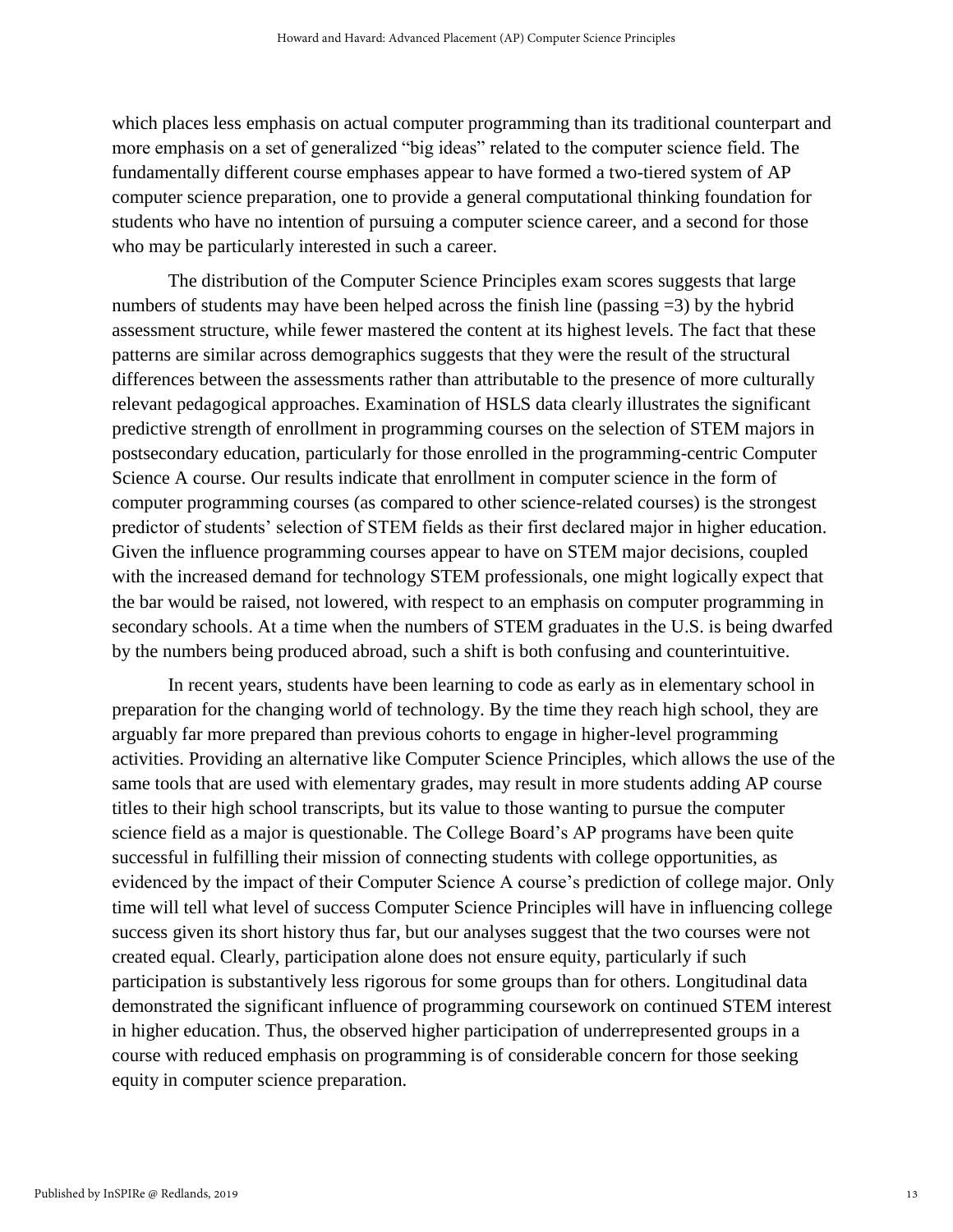which places less emphasis on actual computer programming than its traditional counterpart and more emphasis on a set of generalized "big ideas" related to the computer science field. The fundamentally different course emphases appear to have formed a two-tiered system of AP computer science preparation, one to provide a general computational thinking foundation for students who have no intention of pursuing a computer science career, and a second for those who may be particularly interested in such a career.

The distribution of the Computer Science Principles exam scores suggests that large numbers of students may have been helped across the finish line (passing =3) by the hybrid assessment structure, while fewer mastered the content at its highest levels. The fact that these patterns are similar across demographics suggests that they were the result of the structural differences between the assessments rather than attributable to the presence of more culturally relevant pedagogical approaches. Examination of HSLS data clearly illustrates the significant predictive strength of enrollment in programming courses on the selection of STEM majors in postsecondary education, particularly for those enrolled in the programming-centric Computer Science A course. Our results indicate that enrollment in computer science in the form of computer programming courses (as compared to other science-related courses) is the strongest predictor of students' selection of STEM fields as their first declared major in higher education. Given the influence programming courses appear to have on STEM major decisions, coupled with the increased demand for technology STEM professionals, one might logically expect that the bar would be raised, not lowered, with respect to an emphasis on computer programming in secondary schools. At a time when the numbers of STEM graduates in the U.S. is being dwarfed by the numbers being produced abroad, such a shift is both confusing and counterintuitive.

In recent years, students have been learning to code as early as in elementary school in preparation for the changing world of technology. By the time they reach high school, they are arguably far more prepared than previous cohorts to engage in higher-level programming activities. Providing an alternative like Computer Science Principles, which allows the use of the same tools that are used with elementary grades, may result in more students adding AP course titles to their high school transcripts, but its value to those wanting to pursue the computer science field as a major is questionable. The College Board's AP programs have been quite successful in fulfilling their mission of connecting students with college opportunities, as evidenced by the impact of their Computer Science A course's prediction of college major. Only time will tell what level of success Computer Science Principles will have in influencing college success given its short history thus far, but our analyses suggest that the two courses were not created equal. Clearly, participation alone does not ensure equity, particularly if such participation is substantively less rigorous for some groups than for others. Longitudinal data demonstrated the significant influence of programming coursework on continued STEM interest in higher education. Thus, the observed higher participation of underrepresented groups in a course with reduced emphasis on programming is of considerable concern for those seeking equity in computer science preparation.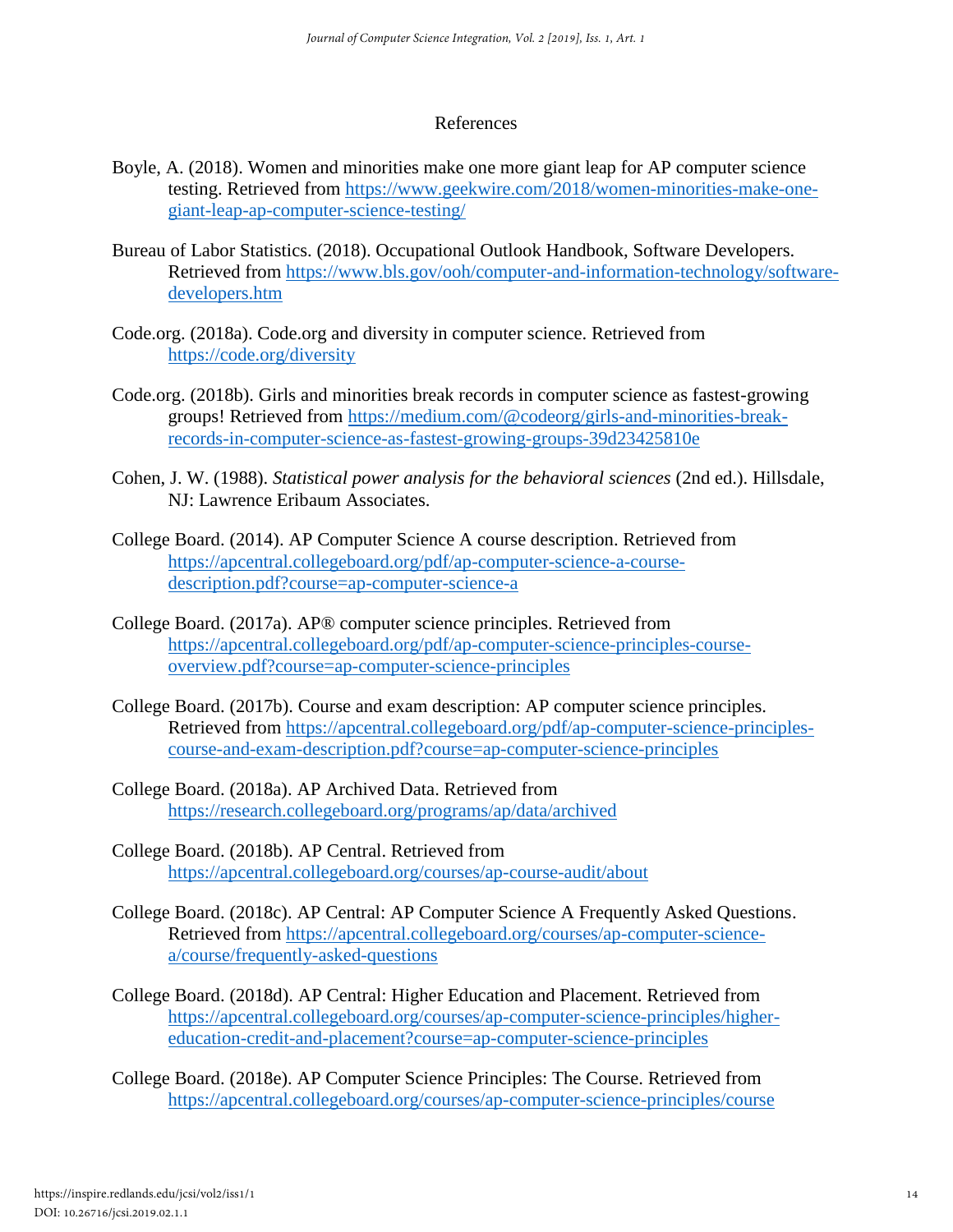# References

Boyle, A. (2018). Women and minorities make one more giant leap for AP computer science testing. Retrieved from https://www.geekwire.com/2018/women-minorities-make-one-giant-leap-ap-computer-science-testing/

Bureau of Labor Statistics. (2018). Occupational Outlook Handbook, Software Developers. Retrieved from https://www.bls.gov/ooh/computer-and-information-technology/software-developers.htm

Code.org. (2018a). Code.org and diversity in computer science. Retrieved from https://code.org/diversity

Code.org. (2018b). Girls and minorities break records in computer science as fastest-growing groups! Retrieved from https://medium.com/@codeorg/girls-and-minorities-break-records-in-computer-science-as-fastest-growing-groups-39d23425810e

Cohen, J. W. (1988). *Statistical power analysis for the behavioral sciences* (2nd ed.). Hillsdale, NJ: Lawrence Eribaum Associates.

College Board. (2014). AP Computer Science A course description. Retrieved from https://apcentral.collegeboard.org/pdf/ap-computer-science-a-course-description.pdf?course=ap-computer-science-a

College Board. (2017a). AP® computer science principles. Retrieved from https://apcentral.collegeboard.org/pdf/ap-computer-science-principles-course-overview.pdf?course=ap-computer-science-principles

College Board. (2017b). Course and exam description: AP computer science principles. Retrieved from https://apcentral.collegeboard.org/pdf/ap-computer-science-principles-course-and-exam-description.pdf?course=ap-computer-science-principles

College Board. (2018a). AP Archived Data. Retrieved from https://research.collegeboard.org/programs/ap/data/archived

College Board. (2018b). AP Central. Retrieved from https://apcentral.collegeboard.org/courses/ap-course-audit/about

College Board. (2018c). AP Central: AP Computer Science A Frequently Asked Questions. Retrieved from https://apcentral.collegeboard.org/courses/ap-computer-science-a/course/frequently-asked-questions

College Board. (2018d). AP Central: Higher Education and Placement. Retrieved from https://apcentral.collegeboard.org/courses/ap-computer-science-principles/higher-education-credit-and-placement?course=ap-computer-science-principles

College Board. (2018e). AP Computer Science Principles: The Course. Retrieved from https://apcentral.collegeboard.org/courses/ap-computer-science-principles/course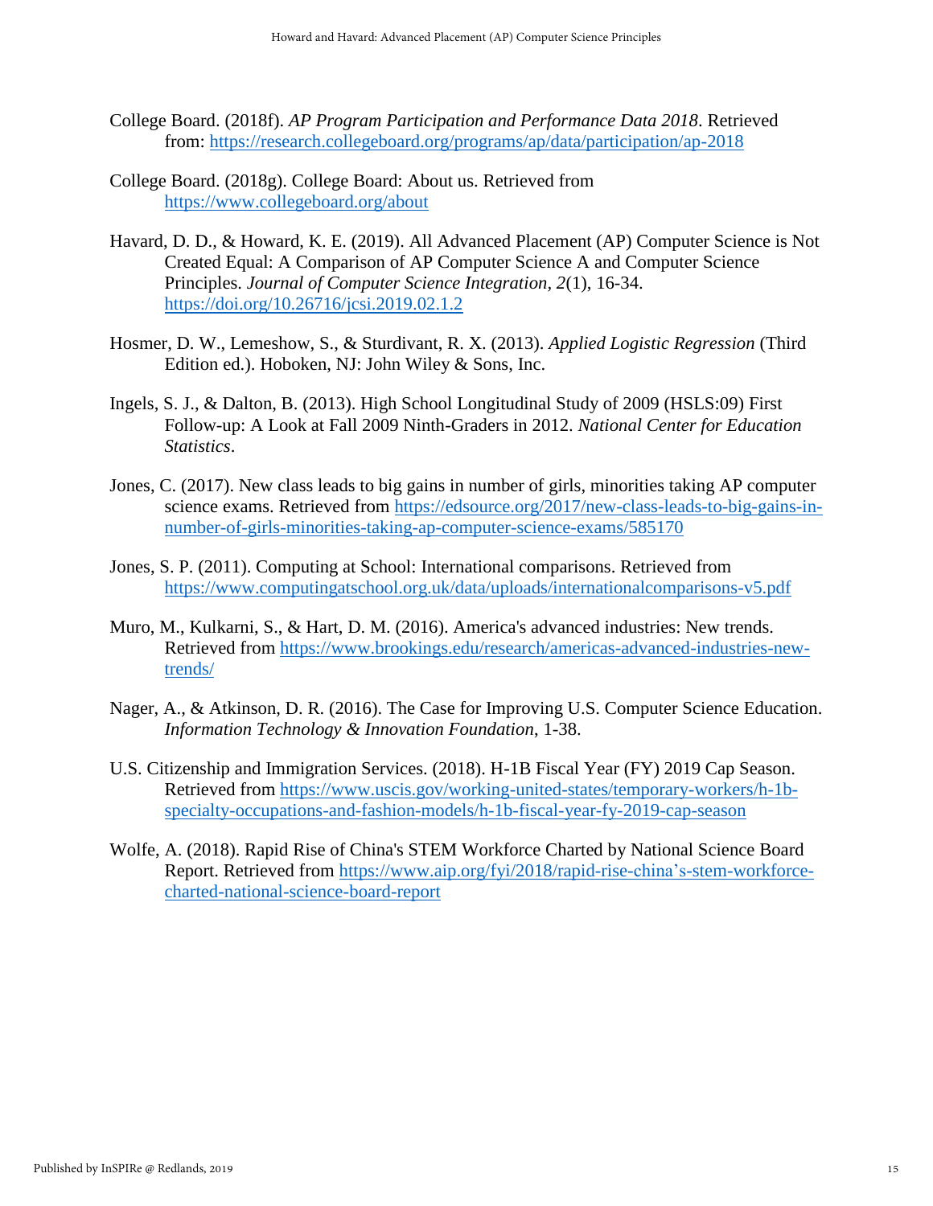College Board. (2018f). *AP Program Participation and Performance Data 2018*. Retrieved from: https://research.collegeboard.org/programs/ap/data/participation/ap-2018

College Board. (2018g). College Board: About us. Retrieved from https://www.collegeboard.org/about

Havard, D. D., & Howard, K. E. (2019). All Advanced Placement (AP) Computer Science is Not Created Equal: A Comparison of AP Computer Science A and Computer Science Principles. *Journal of Computer Science Integration*, *2*(1), 16-34. https://doi.org/10.26716/jcsi.2019.02.1.2

Hosmer, D. W., Lemeshow, S., & Sturdivant, R. X. (2013). *Applied Logistic Regression* (Third Edition ed.). Hoboken, NJ: John Wiley & Sons, Inc.

Ingels, S. J., & Dalton, B. (2013). High School Longitudinal Study of 2009 (HSLS:09) First Follow-up: A Look at Fall 2009 Ninth-Graders in 2012. *National Center for Education Statistics*.

Jones, C. (2017). New class leads to big gains in number of girls, minorities taking AP computer science exams. Retrieved from https://edsource.org/2017/new-class-leads-to-big-gains-in-number-of-girls-minorities-taking-ap-computer-science-exams/585170

Jones, S. P. (2011). Computing at School: International comparisons. Retrieved from https://www.computingatschool.org.uk/data/uploads/internationalcomparisons-v5.pdf

Muro, M., Kulkarni, S., & Hart, D. M. (2016). America's advanced industries: New trends. Retrieved from https://www.brookings.edu/research/americas-advanced-industries-new-trends/

Nager, A., & Atkinson, D. R. (2016). The Case for Improving U.S. Computer Science Education. *Information Technology & Innovation Foundation*, 1-38.

U.S. Citizenship and Immigration Services. (2018). H-1B Fiscal Year (FY) 2019 Cap Season. Retrieved from https://www.uscis.gov/working-united-states/temporary-workers/h-1b-specialty-occupations-and-fashion-models/h-1b-fiscal-year-fy-2019-cap-season

Wolfe, A. (2018). Rapid Rise of China's STEM Workforce Charted by National Science Board Report. Retrieved from https://www.aip.org/fyi/2018/rapid-rise-china’s-stem-workforce-charted-national-science-board-report